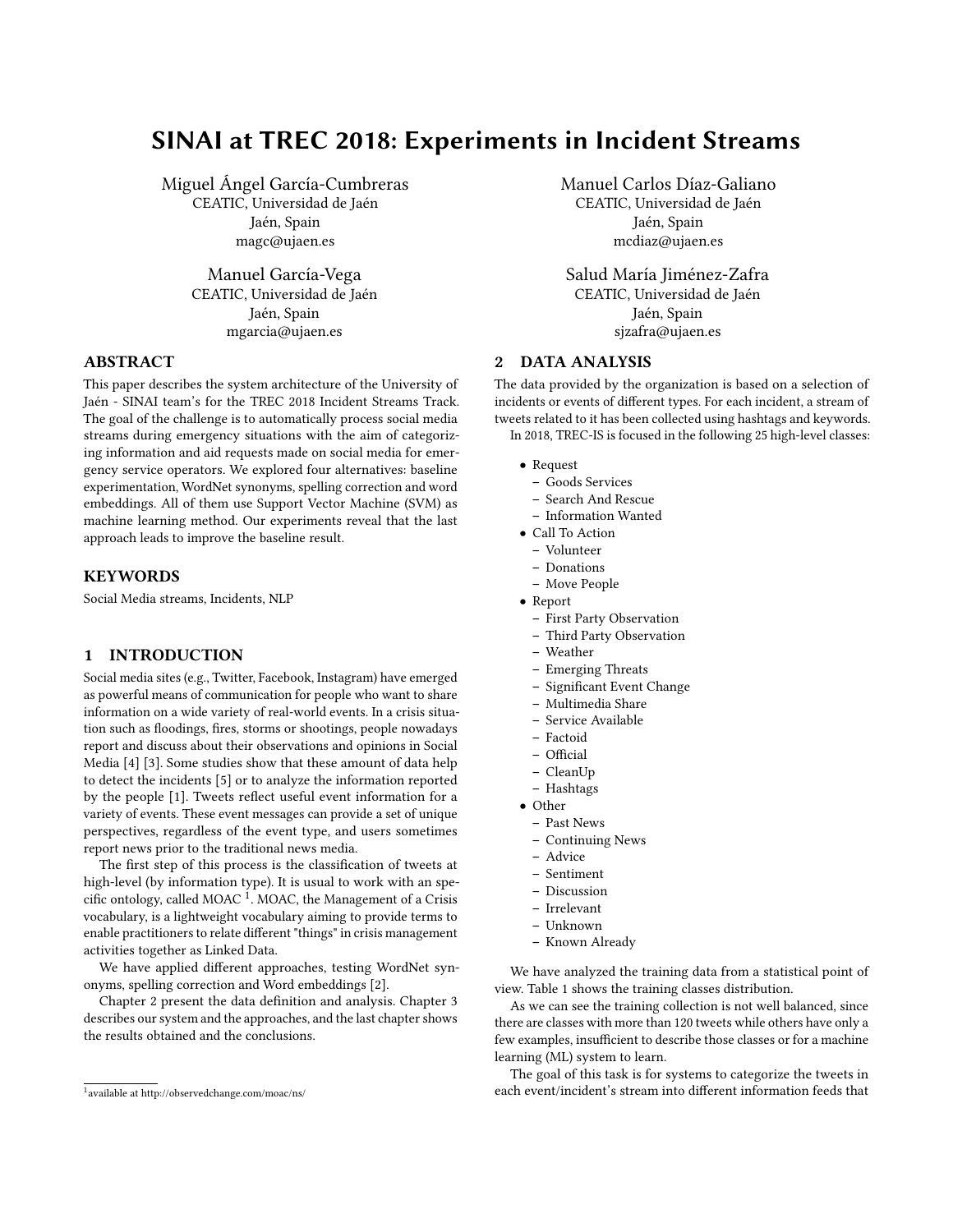# SINAI at TREC 2018: Experiments in Incident Streams

Miguel Ángel García-Cumbreras
CEATIC, Universidad de Jaén
Jaén, Spain
magc@ujaen.es

Manuel Carlos Díaz-Galiano
CEATIC, Universidad de Jaén
Jaén, Spain
mcdiaz@ujaen.es

Manuel García-Vega
CEATIC, Universidad de Jaén
Jaén, Spain
mgarcia@ujaen.es

Salud María Jiménez-Zafra
CEATIC, Universidad de Jaén
Jaén, Spain
sjzafra@ujaen.es

## ABSTRACT

This paper describes the system architecture of the University of Jaén - SINAI team's for the TREC 2018 Incident Streams Track. The goal of the challenge is to automatically process social media streams during emergency situations with the aim of categorizing information and aid requests made on social media for emergency service operators. We explored four alternatives: baseline experimentation, WordNet synonyms, spelling correction and word embeddings. All of them use Support Vector Machine (SVM) as machine learning method. Our experiments reveal that the last approach leads to improve the baseline result.

## KEYWORDS

Social Media streams, Incidents, NLP

## 1 INTRODUCTION

Social media sites (e.g., Twitter, Facebook, Instagram) have emerged as powerful means of communication for people who want to share information on a wide variety of real-world events. In a crisis situation such as floodings, fires, storms or shootings, people nowadays report and discuss about their observations and opinions in Social Media [4] [3]. Some studies show that these amount of data help to detect the incidents [5] or to analyze the information reported by the people [1]. Tweets reflect useful event information for a variety of events. These event messages can provide a set of unique perspectives, regardless of the event type, and users sometimes report news prior to the traditional news media.

The first step of this process is the classification of tweets at high-level (by information type). It is usual to work with an specific ontology, called MOAC [1]. MOAC, the Management of a Crisis vocabulary, is a lightweight vocabulary aiming to provide terms to enable practitioners to relate different "things" in crisis management activities together as Linked Data.

We have applied different approaches, testing WordNet synonyms, spelling correction and Word embeddings [2].

Chapter 2 present the data definition and analysis. Chapter 3 describes our system and the approaches, and the last chapter shows the results obtained and the conclusions.

[1] available at http://observedchange.com/moac/ns/

## 2 DATA ANALYSIS

The data provided by the organization is based on a selection of incidents or events of different types. For each incident, a stream of tweets related to it has been collected using hashtags and keywords.

In 2018, TREC-IS is focused in the following 25 high-level classes:

- Request
  - Goods Services
  - Search And Rescue
  - Information Wanted
- Call To Action
  - Volunteer
  - Donations
  - Move People
- Report
  - First Party Observation
  - Third Party Observation
  - Weather
  - Emerging Threats
  - Significant Event Change
  - Multimedia Share
  - Service Available
  - Factoid
  - Official
  - CleanUp
  - Hashtags
- Other
  - Past News
  - Continuing News
  - Advice
  - Sentiment
  - Discussion
  - Irrelevant
  - Unknown
  - Known Already

We have analyzed the training data from a statistical point of view. Table 1 shows the training classes distribution.

As we can see the training collection is not well balanced, since there are classes with more than 120 tweets while others have only a few examples, insufficient to describe those classes or for a machine learning (ML) system to learn.

The goal of this task is for systems to categorize the tweets in each event/incident's stream into different information feeds that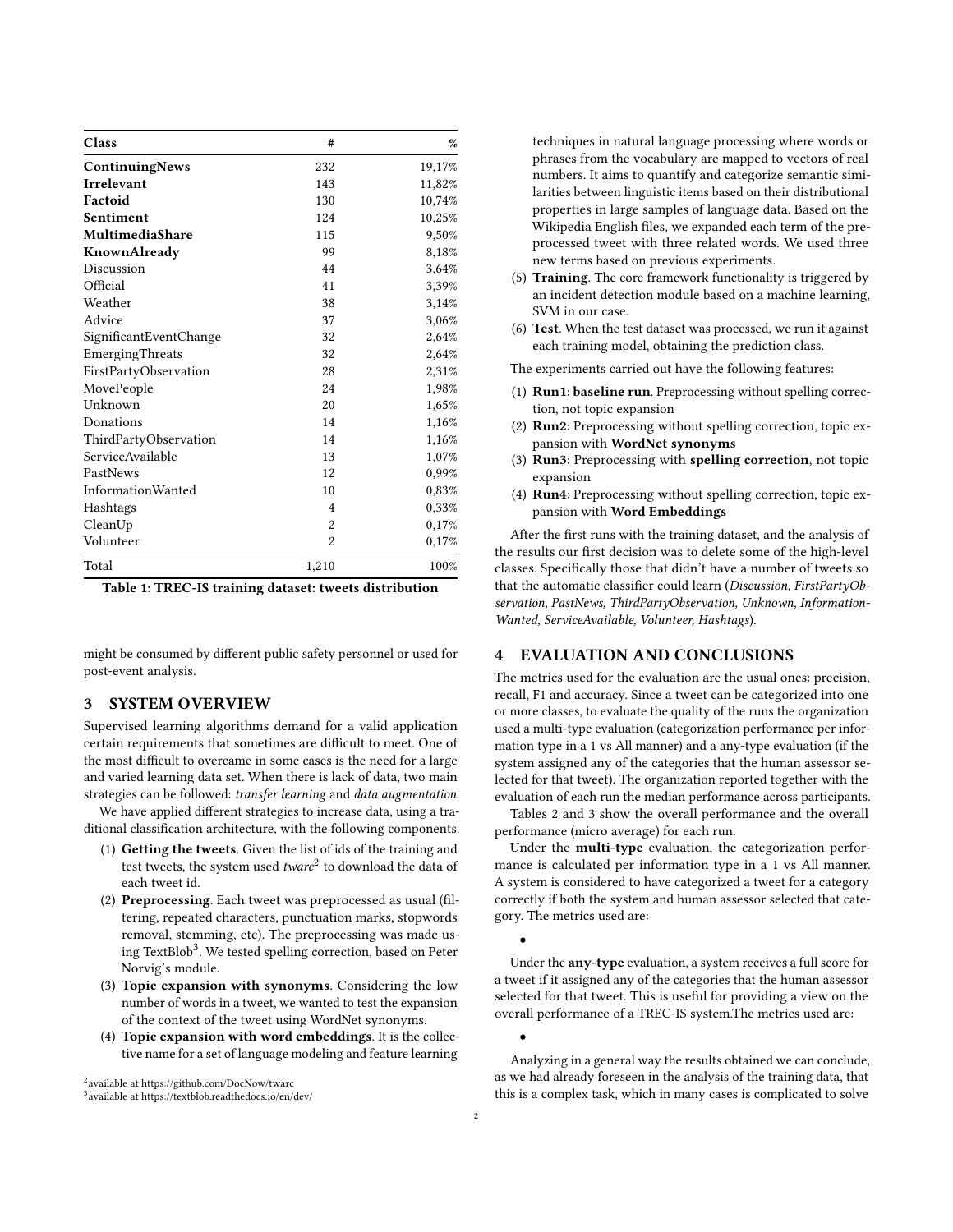| Class | # | % |
|---|---|---|
| **ContinuingNews** | 232 | 19,17% |
| **Irrelevant** | 143 | 11,82% |
| **Factoid** | 130 | 10,74% |
| **Sentiment** | 124 | 10,25% |
| **MultimediaShare** | 115 | 9,50% |
| **KnownAlready** | 99 | 8,18% |
| Discussion | 44 | 3,64% |
| Official | 41 | 3,39% |
| Weather | 38 | 3,14% |
| Advice | 37 | 3,06% |
| SignificantEventChange | 32 | 2,64% |
| EmergingThreats | 32 | 2,64% |
| FirstPartyObservation | 28 | 2,31% |
| MovePeople | 24 | 1,98% |
| Unknown | 20 | 1,65% |
| Donations | 14 | 1,16% |
| ThirdPartyObservation | 14 | 1,16% |
| ServiceAvailable | 13 | 1,07% |
| PastNews | 12 | 0,99% |
| InformationWanted | 10 | 0,83% |
| Hashtags | 4 | 0,33% |
| CleanUp | 2 | 0,17% |
| Volunteer | 2 | 0,17% |
| Total | 1,210 | 100% |

**Table 1: TREC-IS training dataset: tweets distribution**

might be consumed by different public safety personnel or used for post-event analysis.

## 3 SYSTEM OVERVIEW

Supervised learning algorithms demand for a valid application certain requirements that sometimes are difficult to meet. One of the most difficult to overcame in some cases is the need for a large and varied learning data set. When there is lack of data, two main strategies can be followed: *transfer learning* and *data augmentation*.

We have applied different strategies to increase data, using a traditional classification architecture, with the following components.

(1) **Getting the tweets**. Given the list of ids of the training and test tweets, the system used *twarc*[2] to download the data of each tweet id.
(2) **Preprocessing**. Each tweet was preprocessed as usual (filtering, repeated characters, punctuation marks, stopwords removal, stemming, etc). The preprocessing was made using TextBlob[3]. We tested spelling correction, based on Peter Norvig's module.
(3) **Topic expansion with synonyms**. Considering the low number of words in a tweet, we wanted to test the expansion of the context of the tweet using WordNet synonyms.
(4) **Topic expansion with word embeddings**. It is the collective name for a set of language modeling and feature learning techniques in natural language processing where words or phrases from the vocabulary are mapped to vectors of real numbers. It aims to quantify and categorize semantic similarities between linguistic items based on their distributional properties in large samples of language data. Based on the Wikipedia English files, we expanded each term of the preprocessed tweet with three related words. We used three new terms based on previous experiments.
(5) **Training**. The core framework functionality is triggered by an incident detection module based on a machine learning, SVM in our case.
(6) **Test**. When the test dataset was processed, we run it against each training model, obtaining the prediction class.

The experiments carried out have the following features:

(1) **Run1**: **baseline run**. Preprocessing without spelling correction, not topic expansion
(2) **Run2**: Preprocessing without spelling correction, topic expansion with **WordNet synonyms**
(3) **Run3**: Preprocessing with **spelling correction**, not topic expansion
(4) **Run4**: Preprocessing without spelling correction, topic expansion with **Word Embeddings**

After the first runs with the training dataset, and the analysis of the results our first decision was to delete some of the high-level classes. Specifically those that didn't have a number of tweets so that the automatic classifier could learn (*Discussion, FirstPartyObservation, PastNews, ThirdPartyObservation, Unknown, InformationWanted, ServiceAvailable, Volunteer, Hashtags*).

## 4 EVALUATION AND CONCLUSIONS

The metrics used for the evaluation are the usual ones: precision, recall, F1 and accuracy. Since a tweet can be categorized into one or more classes, to evaluate the quality of the runs the organization used a multi-type evaluation (categorization performance per information type in a 1 vs All manner) and a any-type evaluation (if the system assigned any of the categories that the human assessor selected for that tweet). The organization reported together with the evaluation of each run the median performance across participants.

Tables 2 and 3 show the overall performance and the overall performance (micro average) for each run.

Under the **multi-type** evaluation, the categorization performance is calculated per information type in a 1 vs All manner. A system is considered to have categorized a tweet for a category correctly if both the system and human assessor selected that category. The metrics used are:

- 

Under the **any-type** evaluation, a system receives a full score for a tweet if it assigned any of the categories that the human assessor selected for that tweet. This is useful for providing a view on the overall performance of a TREC-IS system.The metrics used are:

- 

Analyzing in a general way the results obtained we can conclude, as we had already foreseen in the analysis of the training data, that this is a complex task, which in many cases is complicated to solve

[2] available at https://github.com/DocNow/twarc

[3] available at https://textblob.readthedocs.io/en/dev/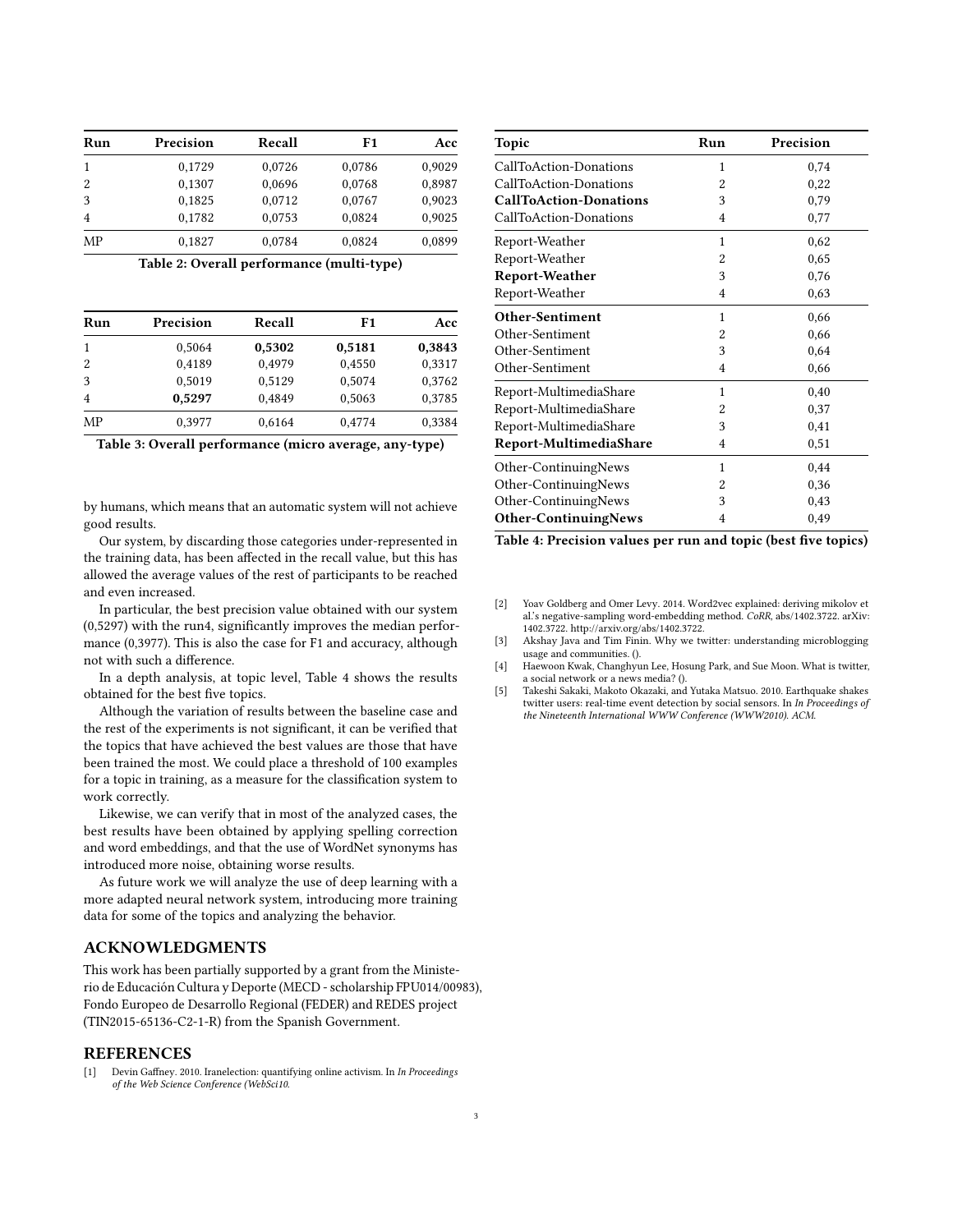| Run | Precision | Recall | F1 | Acc |
|---|---|---|---|---|
| 1 | 0,1729 | 0,0726 | 0,0786 | 0,9029 |
| 2 | 0,1307 | 0,0696 | 0,0768 | 0,8987 |
| 3 | 0,1825 | 0,0712 | 0,0767 | 0,9023 |
| 4 | 0,1782 | 0,0753 | 0,0824 | 0,9025 |
| MP | 0,1827 | 0,0784 | 0,0824 | 0,0899 |

**Table 2: Overall performance (multi-type)**

| Run | Precision | Recall | F1 | Acc |
|---|---|---|---|---|
| 1 | 0,5064 | **0,5302** | **0,5181** | **0,3843** |
| 2 | 0,4189 | 0,4979 | 0,4550 | 0,3317 |
| 3 | 0,5019 | 0,5129 | 0,5074 | 0,3762 |
| 4 | **0,5297** | 0,4849 | 0,5063 | 0,3785 |
| MP | 0,3977 | 0,6164 | 0,4774 | 0,3384 |

**Table 3: Overall performance (micro average, any-type)**

by humans, which means that an automatic system will not achieve good results.

Our system, by discarding those categories under-represented in the training data, has been affected in the recall value, but this has allowed the average values of the rest of participants to be reached and even increased.

In particular, the best precision value obtained with our system (0,5297) with the run4, significantly improves the median performance (0,3977). This is also the case for F1 and accuracy, although not with such a difference.

In a depth analysis, at topic level, Table 4 shows the results obtained for the best five topics.

Although the variation of results between the baseline case and the rest of the experiments is not significant, it can be verified that the topics that have achieved the best values are those that have been trained the most. We could place a threshold of 100 examples for a topic in training, as a measure for the classification system to work correctly.

Likewise, we can verify that in most of the analyzed cases, the best results have been obtained by applying spelling correction and word embeddings, and that the use of WordNet synonyms has introduced more noise, obtaining worse results.

As future work we will analyze the use of deep learning with a more adapted neural network system, introducing more training data for some of the topics and analyzing the behavior.

| Topic | Run | Precision |
|---|---|---|
| CallToAction-Donations | 1 | 0,74 |
| CallToAction-Donations | 2 | 0,22 |
| **CallToAction-Donations** | 3 | 0,79 |
| CallToAction-Donations | 4 | 0,77 |
| Report-Weather | 1 | 0,62 |
| Report-Weather | 2 | 0,65 |
| **Report-Weather** | 3 | 0,76 |
| Report-Weather | 4 | 0,63 |
| **Other-Sentiment** | 1 | 0,66 |
| Other-Sentiment | 2 | 0,66 |
| Other-Sentiment | 3 | 0,64 |
| Other-Sentiment | 4 | 0,66 |
| Report-MultimediaShare | 1 | 0,40 |
| Report-MultimediaShare | 2 | 0,37 |
| Report-MultimediaShare | 3 | 0,41 |
| **Report-MultimediaShare** | 4 | 0,51 |
| Other-ContinuingNews | 1 | 0,44 |
| Other-ContinuingNews | 2 | 0,36 |
| Other-ContinuingNews | 3 | 0,43 |
| **Other-ContinuingNews** | 4 | 0,49 |

**Table 4: Precision values per run and topic (best five topics)**

## ACKNOWLEDGMENTS

This work has been partially supported by a grant from the Ministerio de Educación Cultura y Deporte (MECD - scholarship FPU014/00983), Fondo Europeo de Desarrollo Regional (FEDER) and REDES project (TIN2015-65136-C2-1-R) from the Spanish Government.

## REFERENCES

[1] Devin Gaffney. 2010. Iranelection: quantifying online activism. In *In Proceedings of the Web Science Conference (WebSci10.*

[2] Yoav Goldberg and Omer Levy. 2014. Word2vec explained: deriving mikolov et al.'s negative-sampling word-embedding method. *CoRR*, abs/1402.3722. arXiv: 1402.3722. http://arxiv.org/abs/1402.3722.

[3] Akshay Java and Tim Finin. Why we twitter: understanding microblogging usage and communities. ().

[4] Haewoon Kwak, Changhyun Lee, Hosung Park, and Sue Moon. What is twitter, a social network or a news media? ().

[5] Takeshi Sakaki, Makoto Okazaki, and Yutaka Matsuo. 2010. Earthquake shakes twitter users: real-time event detection by social sensors. In *In Proceedings of the Nineteenth International WWW Conference (WWW2010). ACM.*